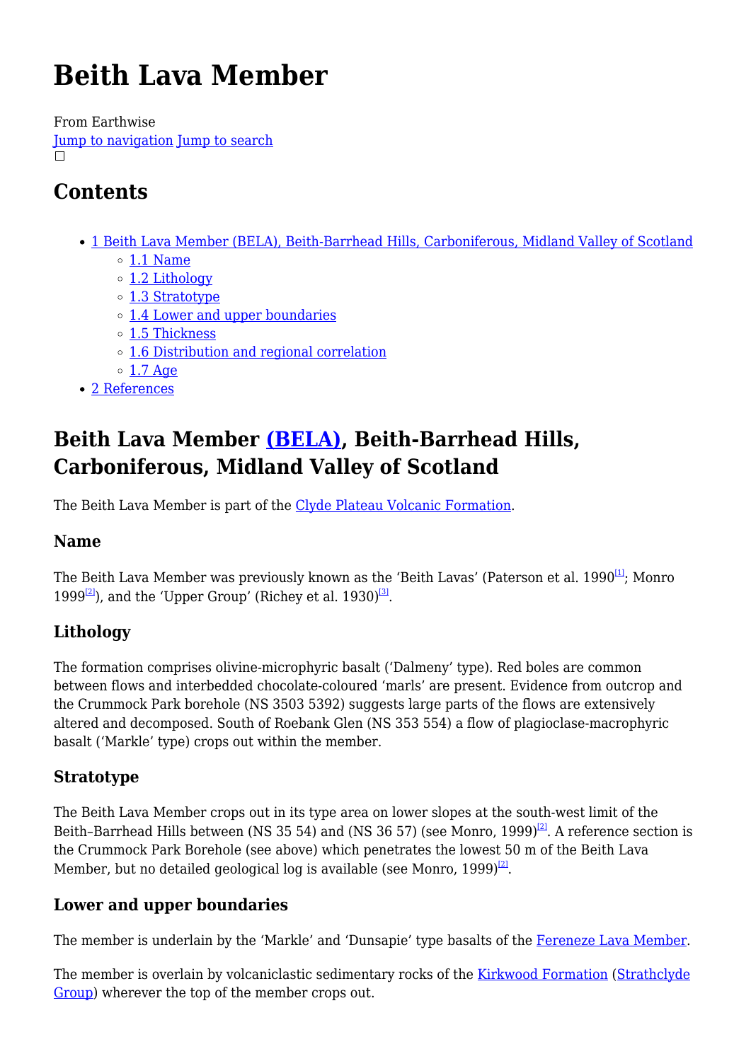# Beith Lava Member

From Earthwise

Jump to navigation Jump to search

## Contents

- 1 Beith Lava Member (BELA), Beith-Barrhead Hills, Carboniferous, Midland Valley of Scotland
  - 1.1 Name
  - 1.2 Lithology
  - 1.3 Stratotype
  - 1.4 Lower and upper boundaries
  - 1.5 Thickness
  - 1.6 Distribution and regional correlation
  - 1.7 Age
- 2 References

## Beith Lava Member (BELA), Beith-Barrhead Hills, Carboniferous, Midland Valley of Scotland

The Beith Lava Member is part of the Clyde Plateau Volcanic Formation.

### Name

The Beith Lava Member was previously known as the 'Beith Lavas' (Paterson et al. 1990[1]; Monro 1999[2]), and the 'Upper Group' (Richey et al. 1930)[3].

### Lithology

The formation comprises olivine-microphyric basalt ('Dalmeny' type). Red boles are common between flows and interbedded chocolate-coloured 'marls' are present. Evidence from outcrop and the Crummock Park borehole (NS 3503 5392) suggests large parts of the flows are extensively altered and decomposed. South of Roebank Glen (NS 353 554) a flow of plagioclase-macrophyric basalt ('Markle' type) crops out within the member.

### Stratotype

The Beith Lava Member crops out in its type area on lower slopes at the south-west limit of the Beith–Barrhead Hills between (NS 35 54) and (NS 36 57) (see Monro, 1999)[2]. A reference section is the Crummock Park Borehole (see above) which penetrates the lowest 50 m of the Beith Lava Member, but no detailed geological log is available (see Monro, 1999)[2].

### Lower and upper boundaries

The member is underlain by the 'Markle' and 'Dunsapie' type basalts of the Fereneze Lava Member.

The member is overlain by volcaniclastic sedimentary rocks of the Kirkwood Formation (Strathclyde Group) wherever the top of the member crops out.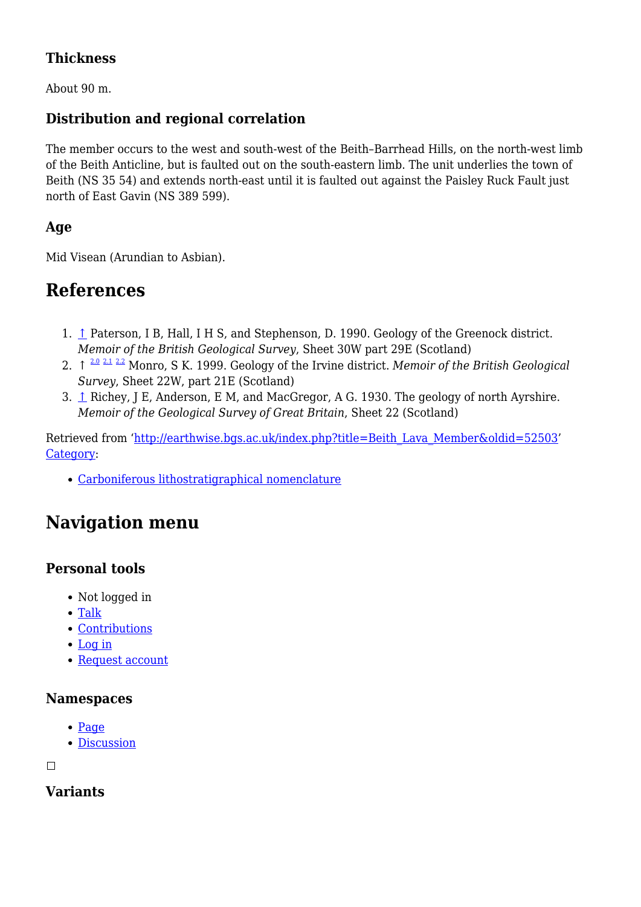### Thickness

About 90 m.

### Distribution and regional correlation

The member occurs to the west and south-west of the Beith–Barrhead Hills, on the north-west limb of the Beith Anticline, but is faulted out on the south-eastern limb. The unit underlies the town of Beith (NS 35 54) and extends north-east until it is faulted out against the Paisley Ruck Fault just north of East Gavin (NS 389 599).

### Age

Mid Visean (Arundian to Asbian).

## References

1. ↑ Paterson, I B, Hall, I H S, and Stephenson, D. 1990. Geology of the Greenock district. *Memoir of the British Geological Survey*, Sheet 30W part 29E (Scotland)
2. ↑ [2.0] [2.1] [2.2] Monro, S K. 1999. Geology of the Irvine district. *Memoir of the British Geological Survey*, Sheet 22W, part 21E (Scotland)
3. ↑ Richey, J E, Anderson, E M, and MacGregor, A G. 1930. The geology of north Ayrshire. *Memoir of the Geological Survey of Great Britain*, Sheet 22 (Scotland)

Retrieved from 'http://earthwise.bgs.ac.uk/index.php?title=Beith_Lava_Member&oldid=52503'
Category:

- Carboniferous lithostratigraphical nomenclature

## Navigation menu

### Personal tools

- Not logged in
- Talk
- Contributions
- Log in
- Request account

### Namespaces

- Page
- Discussion

### Variants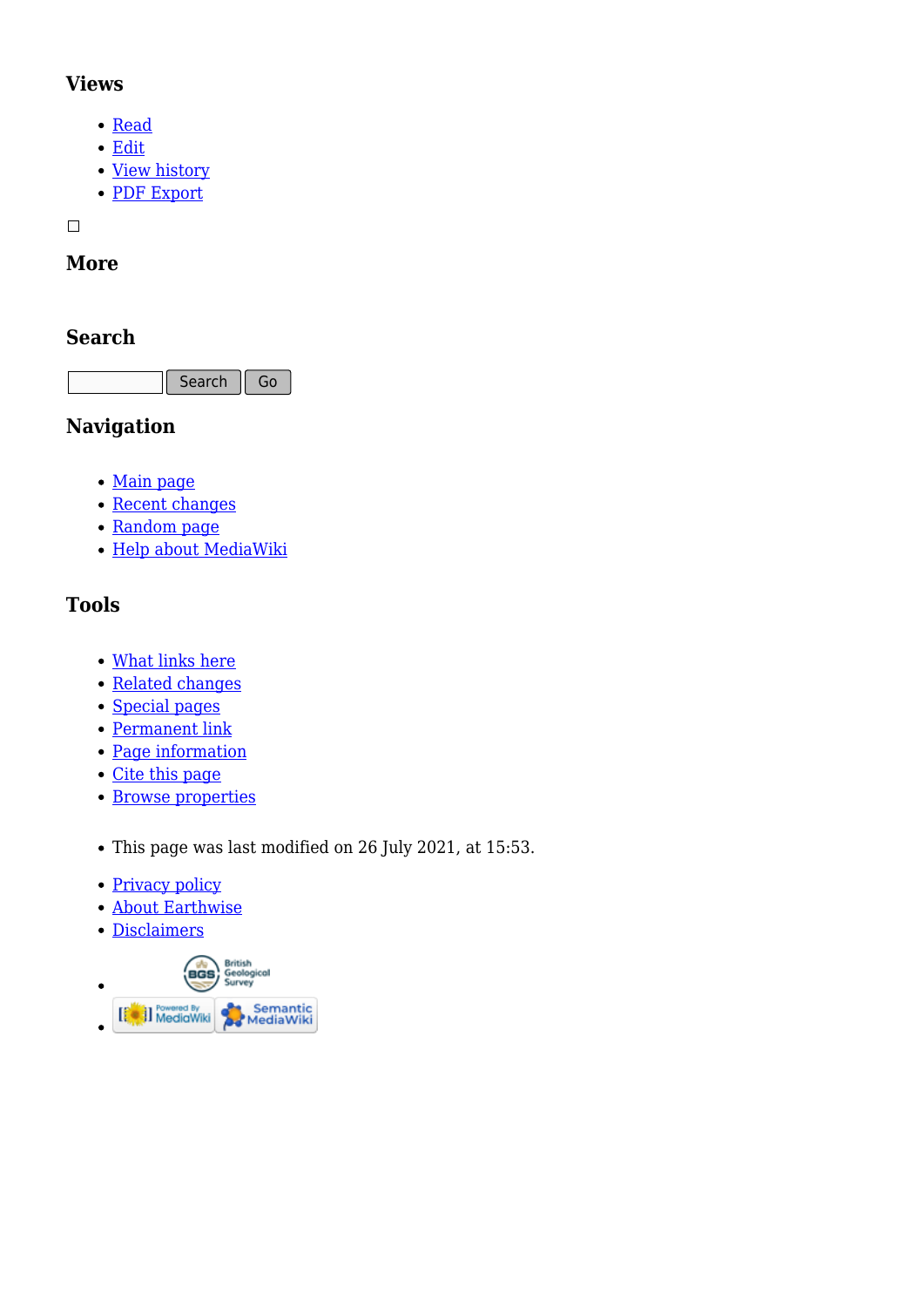### Views

- Read
- Edit
- View history
- PDF Export

### More

### Search

Search Go

### Navigation

- Main page
- Recent changes
- Random page
- Help about MediaWiki

### Tools

- What links here
- Related changes
- Special pages
- Permanent link
- Page information
- Cite this page
- Browse properties

- This page was last modified on 26 July 2021, at 15:53.

- Privacy policy
- About Earthwise
- Disclaimers